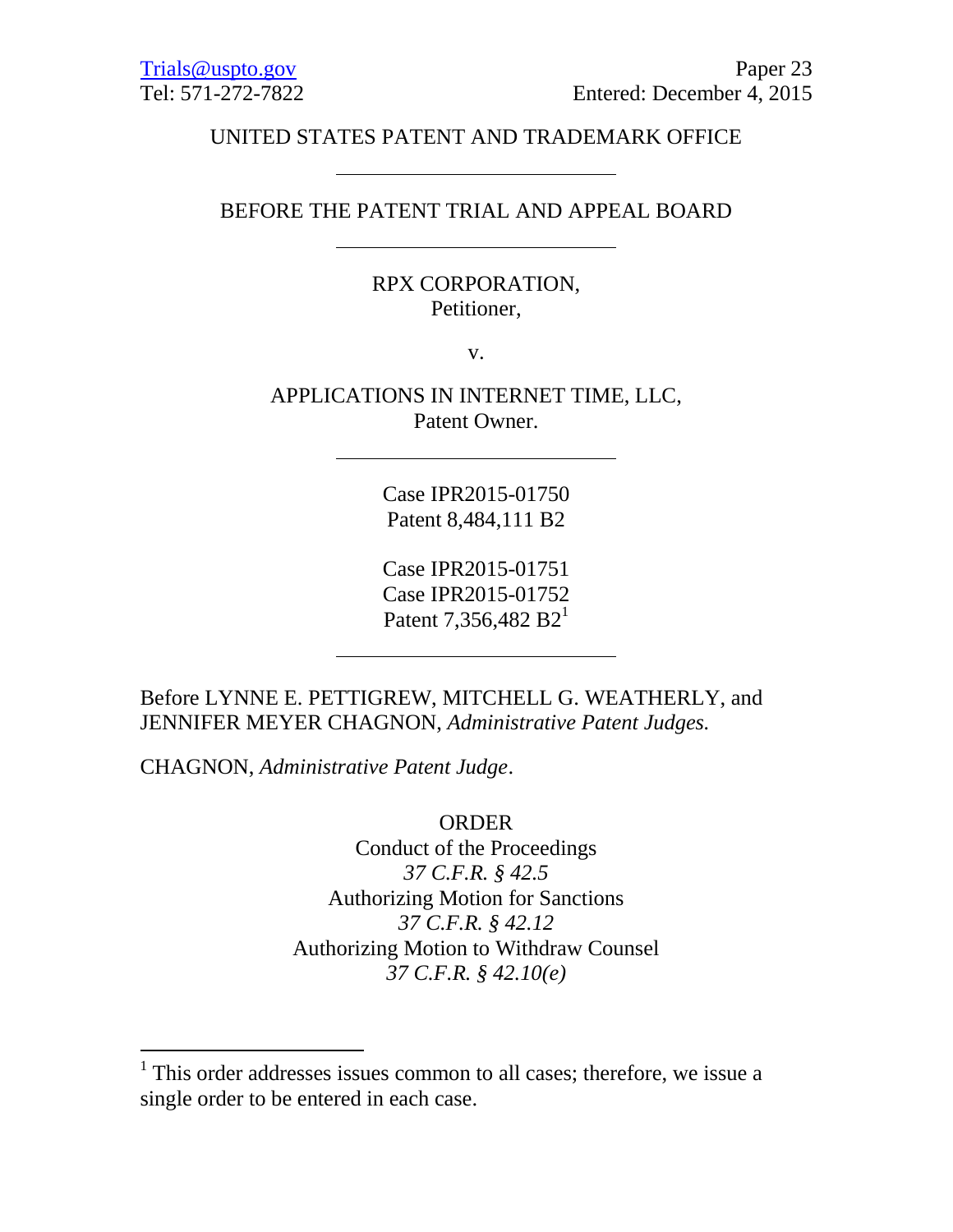Trials@uspto.gov
Tel: 571-272-7822

Paper 23
Entered: December 4, 2015

UNITED STATES PATENT AND TRADEMARK OFFICE

---

BEFORE THE PATENT TRIAL AND APPEAL BOARD

---

RPX CORPORATION,
Petitioner,

v.

APPLICATIONS IN INTERNET TIME, LLC,
Patent Owner.

---

Case IPR2015-01750
Patent 8,484,111 B2

Case IPR2015-01751
Case IPR2015-01752
Patent 7,356,482 B2[1]

---

Before LYNNE E. PETTIGREW, MITCHELL G. WEATHERLY, and JENNIFER MEYER CHAGNON, *Administrative Patent Judges.*

CHAGNON, *Administrative Patent Judge*.

ORDER
Conduct of the Proceedings
*37 C.F.R. § 42.5*
Authorizing Motion for Sanctions
*37 C.F.R. § 42.12*
Authorizing Motion to Withdraw Counsel
*37 C.F.R. § 42.10(e)*

---

[1] This order addresses issues common to all cases; therefore, we issue a single order to be entered in each case.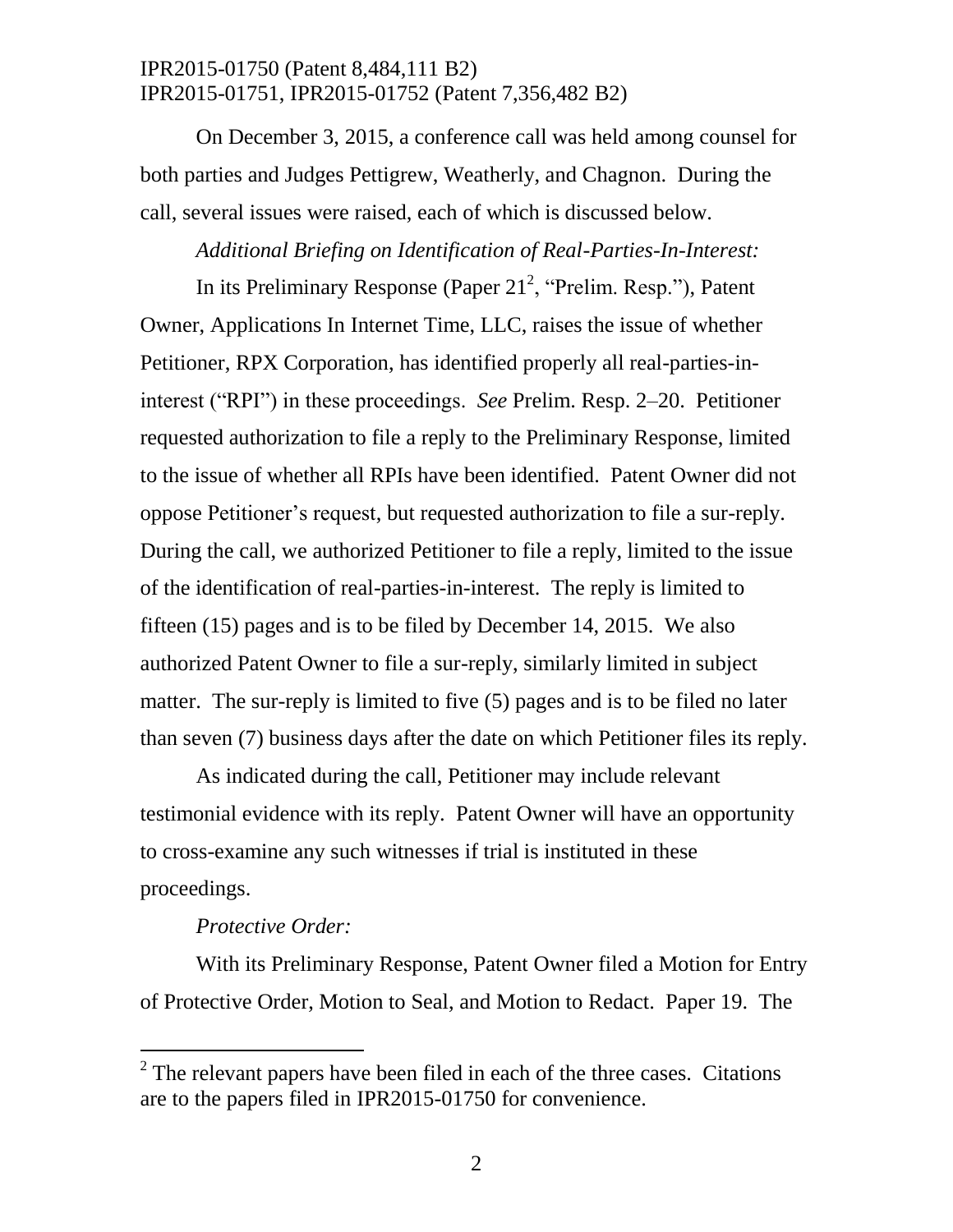On December 3, 2015, a conference call was held among counsel for both parties and Judges Pettigrew, Weatherly, and Chagnon. During the call, several issues were raised, each of which is discussed below.

*Additional Briefing on Identification of Real-Parties-In-Interest:*

In its Preliminary Response (Paper 21[2], "Prelim. Resp."), Patent Owner, Applications In Internet Time, LLC, raises the issue of whether Petitioner, RPX Corporation, has identified properly all real-parties-in-interest ("RPI") in these proceedings. *See* Prelim. Resp. 2–20. Petitioner requested authorization to file a reply to the Preliminary Response, limited to the issue of whether all RPIs have been identified. Patent Owner did not oppose Petitioner's request, but requested authorization to file a sur-reply. During the call, we authorized Petitioner to file a reply, limited to the issue of the identification of real-parties-in-interest. The reply is limited to fifteen (15) pages and is to be filed by December 14, 2015. We also authorized Patent Owner to file a sur-reply, similarly limited in subject matter. The sur-reply is limited to five (5) pages and is to be filed no later than seven (7) business days after the date on which Petitioner files its reply.

As indicated during the call, Petitioner may include relevant testimonial evidence with its reply. Patent Owner will have an opportunity to cross-examine any such witnesses if trial is instituted in these proceedings.

*Protective Order:*

With its Preliminary Response, Patent Owner filed a Motion for Entry of Protective Order, Motion to Seal, and Motion to Redact. Paper 19. The

[2] The relevant papers have been filed in each of the three cases. Citations are to the papers filed in IPR2015-01750 for convenience.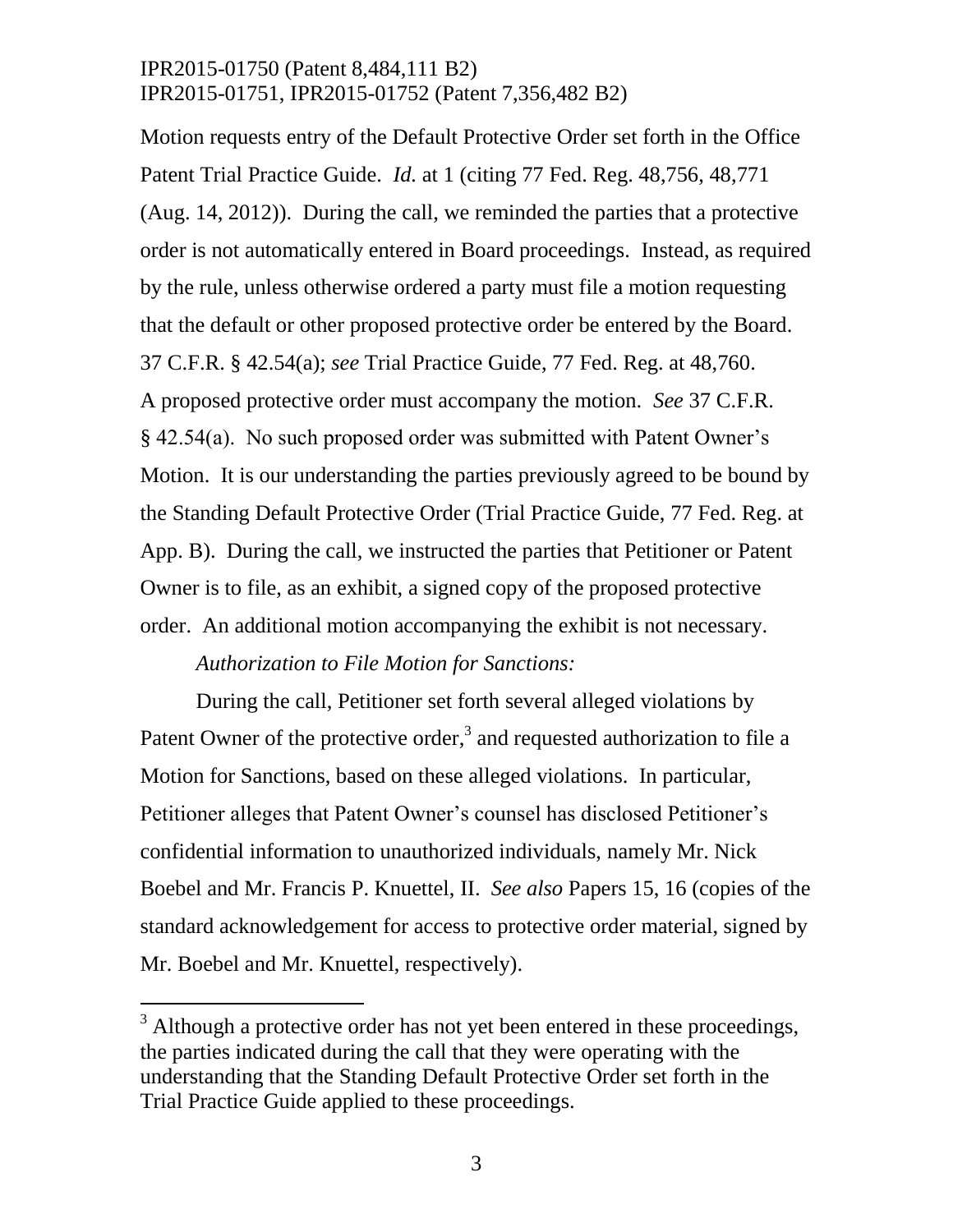Motion requests entry of the Default Protective Order set forth in the Office Patent Trial Practice Guide. *Id.* at 1 (citing 77 Fed. Reg. 48,756, 48,771 (Aug. 14, 2012)). During the call, we reminded the parties that a protective order is not automatically entered in Board proceedings. Instead, as required by the rule, unless otherwise ordered a party must file a motion requesting that the default or other proposed protective order be entered by the Board. 37 C.F.R. § 42.54(a); *see* Trial Practice Guide, 77 Fed. Reg. at 48,760. A proposed protective order must accompany the motion. *See* 37 C.F.R. § 42.54(a). No such proposed order was submitted with Patent Owner's Motion. It is our understanding the parties previously agreed to be bound by the Standing Default Protective Order (Trial Practice Guide, 77 Fed. Reg. at App. B). During the call, we instructed the parties that Petitioner or Patent Owner is to file, as an exhibit, a signed copy of the proposed protective order. An additional motion accompanying the exhibit is not necessary.

*Authorization to File Motion for Sanctions:*

During the call, Petitioner set forth several alleged violations by Patent Owner of the protective order,[3] and requested authorization to file a Motion for Sanctions, based on these alleged violations. In particular, Petitioner alleges that Patent Owner's counsel has disclosed Petitioner's confidential information to unauthorized individuals, namely Mr. Nick Boebel and Mr. Francis P. Knuettel, II. *See also* Papers 15, 16 (copies of the standard acknowledgement for access to protective order material, signed by Mr. Boebel and Mr. Knuettel, respectively).

[3] Although a protective order has not yet been entered in these proceedings, the parties indicated during the call that they were operating with the understanding that the Standing Default Protective Order set forth in the Trial Practice Guide applied to these proceedings.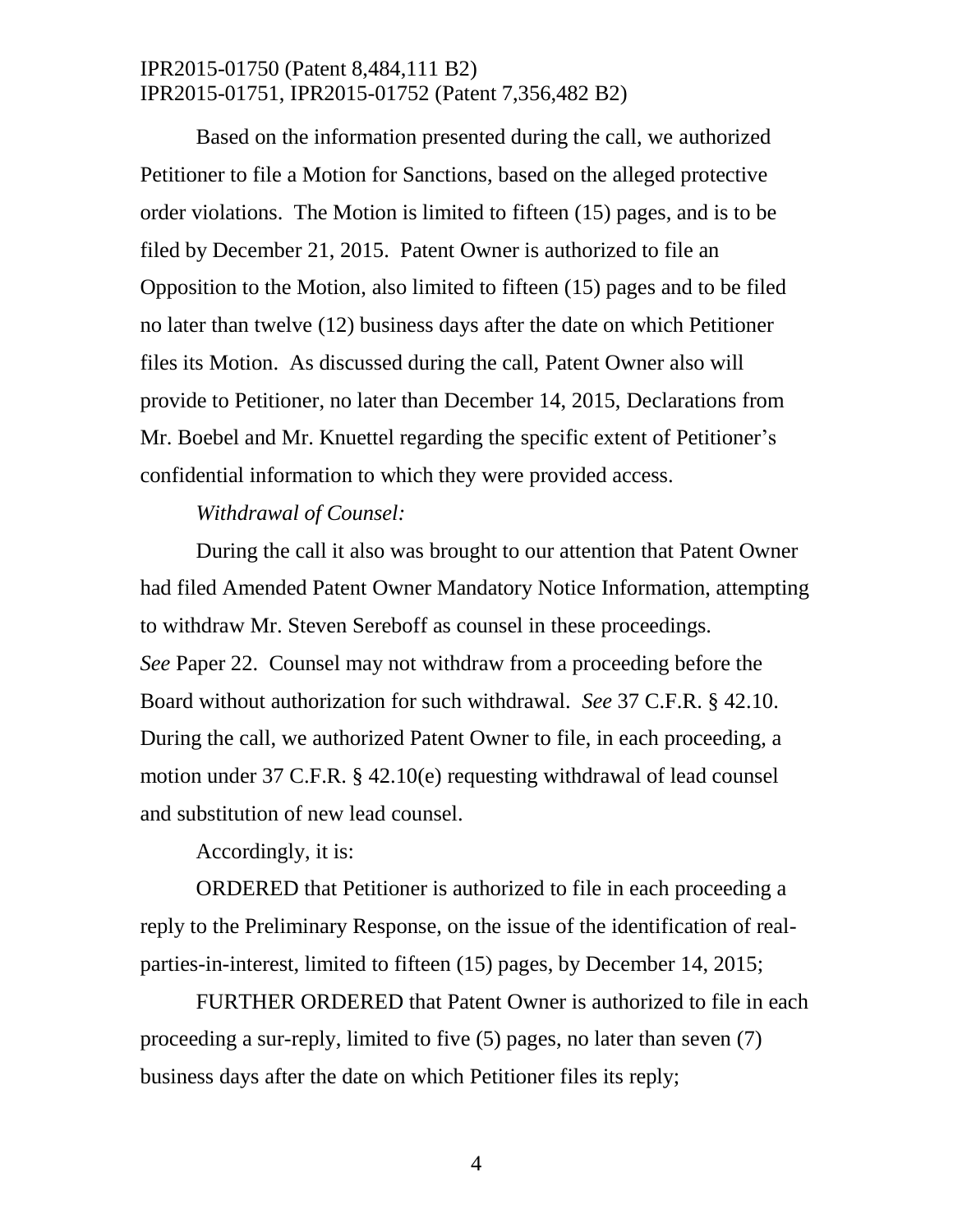Based on the information presented during the call, we authorized Petitioner to file a Motion for Sanctions, based on the alleged protective order violations. The Motion is limited to fifteen (15) pages, and is to be filed by December 21, 2015. Patent Owner is authorized to file an Opposition to the Motion, also limited to fifteen (15) pages and to be filed no later than twelve (12) business days after the date on which Petitioner files its Motion. As discussed during the call, Patent Owner also will provide to Petitioner, no later than December 14, 2015, Declarations from Mr. Boebel and Mr. Knuettel regarding the specific extent of Petitioner's confidential information to which they were provided access.

*Withdrawal of Counsel:*

During the call it also was brought to our attention that Patent Owner had filed Amended Patent Owner Mandatory Notice Information, attempting to withdraw Mr. Steven Sereboff as counsel in these proceedings. *See* Paper 22. Counsel may not withdraw from a proceeding before the Board without authorization for such withdrawal. *See* 37 C.F.R. § 42.10. During the call, we authorized Patent Owner to file, in each proceeding, a motion under 37 C.F.R. § 42.10(e) requesting withdrawal of lead counsel and substitution of new lead counsel.

Accordingly, it is:

ORDERED that Petitioner is authorized to file in each proceeding a reply to the Preliminary Response, on the issue of the identification of real-parties-in-interest, limited to fifteen (15) pages, by December 14, 2015;

FURTHER ORDERED that Patent Owner is authorized to file in each proceeding a sur-reply, limited to five (5) pages, no later than seven (7) business days after the date on which Petitioner files its reply;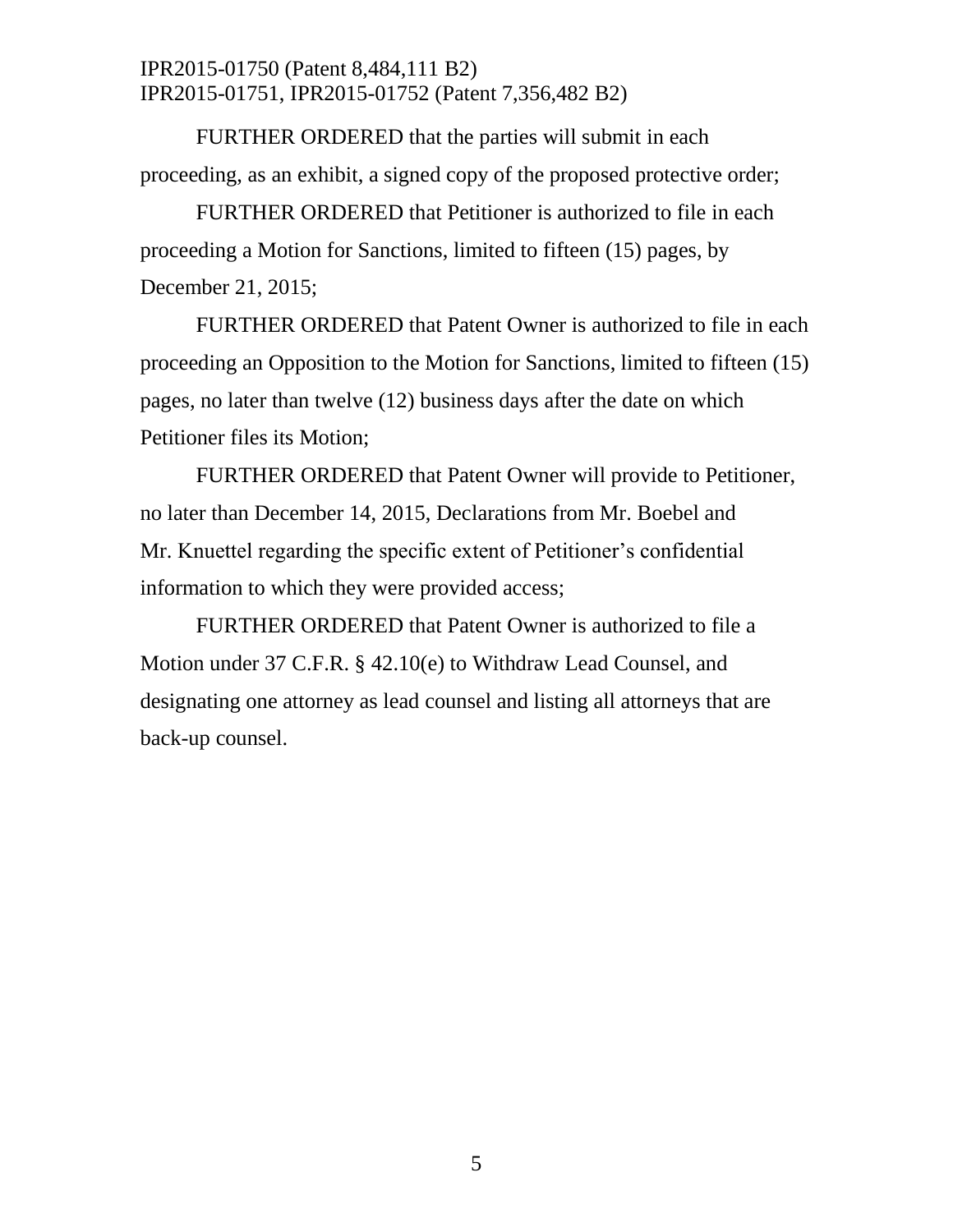FURTHER ORDERED that the parties will submit in each proceeding, as an exhibit, a signed copy of the proposed protective order;

FURTHER ORDERED that Petitioner is authorized to file in each proceeding a Motion for Sanctions, limited to fifteen (15) pages, by December 21, 2015;

FURTHER ORDERED that Patent Owner is authorized to file in each proceeding an Opposition to the Motion for Sanctions, limited to fifteen (15) pages, no later than twelve (12) business days after the date on which Petitioner files its Motion;

FURTHER ORDERED that Patent Owner will provide to Petitioner, no later than December 14, 2015, Declarations from Mr. Boebel and Mr. Knuettel regarding the specific extent of Petitioner's confidential information to which they were provided access;

FURTHER ORDERED that Patent Owner is authorized to file a Motion under 37 C.F.R. § 42.10(e) to Withdraw Lead Counsel, and designating one attorney as lead counsel and listing all attorneys that are back-up counsel.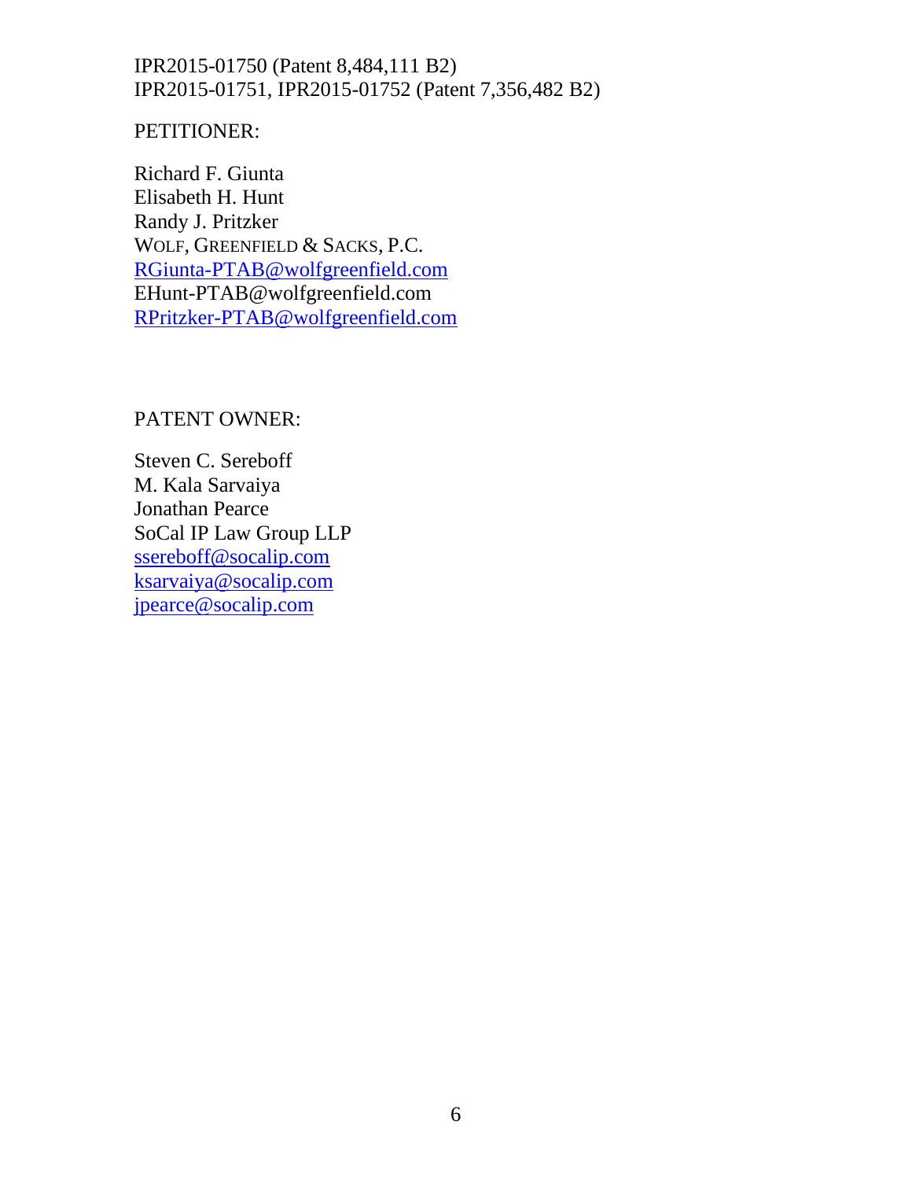IPR2015-01750 (Patent 8,484,111 B2)
IPR2015-01751, IPR2015-01752 (Patent 7,356,482 B2)

PETITIONER:

Richard F. Giunta
Elisabeth H. Hunt
Randy J. Pritzker
WOLF, GREENFIELD & SACKS, P.C.
RGiunta-PTAB@wolfgreenfield.com
EHunt-PTAB@wolfgreenfield.com
RPritzker-PTAB@wolfgreenfield.com

PATENT OWNER:

Steven C. Sereboff
M. Kala Sarvaiya
Jonathan Pearce
SoCal IP Law Group LLP
ssereboff@socalip.com
ksarvaiya@socalip.com
jpearce@socalip.com